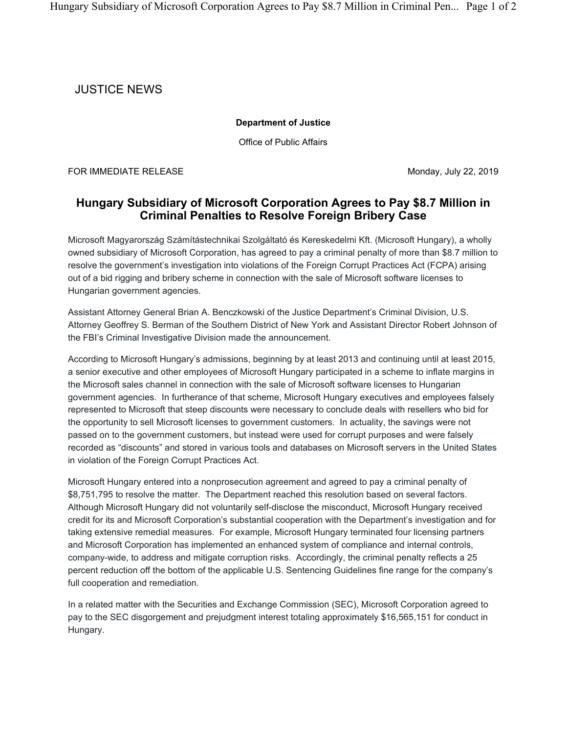JUSTICE NEWS

**Department of Justice**

Office of Public Affairs

FOR IMMEDIATE RELEASE Monday, July 22, 2019

## Hungary Subsidiary of Microsoft Corporation Agrees to Pay $8.7 Million in Criminal Penalties to Resolve Foreign Bribery Case

Microsoft Magyarország Számítástechnikai Szolgáltató és Kereskedelmi Kft. (Microsoft Hungary), a wholly owned subsidiary of Microsoft Corporation, has agreed to pay a criminal penalty of more than $8.7 million to resolve the government's investigation into violations of the Foreign Corrupt Practices Act (FCPA) arising out of a bid rigging and bribery scheme in connection with the sale of Microsoft software licenses to Hungarian government agencies.

Assistant Attorney General Brian A. Benczkowski of the Justice Department's Criminal Division, U.S. Attorney Geoffrey S. Berman of the Southern District of New York and Assistant Director Robert Johnson of the FBI's Criminal Investigative Division made the announcement.

According to Microsoft Hungary's admissions, beginning by at least 2013 and continuing until at least 2015, a senior executive and other employees of Microsoft Hungary participated in a scheme to inflate margins in the Microsoft sales channel in connection with the sale of Microsoft software licenses to Hungarian government agencies. In furtherance of that scheme, Microsoft Hungary executives and employees falsely represented to Microsoft that steep discounts were necessary to conclude deals with resellers who bid for the opportunity to sell Microsoft licenses to government customers. In actuality, the savings were not passed on to the government customers, but instead were used for corrupt purposes and were falsely recorded as "discounts" and stored in various tools and databases on Microsoft servers in the United States in violation of the Foreign Corrupt Practices Act.

Microsoft Hungary entered into a nonprosecution agreement and agreed to pay a criminal penalty of $8,751,795 to resolve the matter. The Department reached this resolution based on several factors. Although Microsoft Hungary did not voluntarily self-disclose the misconduct, Microsoft Hungary received credit for its and Microsoft Corporation's substantial cooperation with the Department's investigation and for taking extensive remedial measures. For example, Microsoft Hungary terminated four licensing partners and Microsoft Corporation has implemented an enhanced system of compliance and internal controls, company-wide, to address and mitigate corruption risks. Accordingly, the criminal penalty reflects a 25 percent reduction off the bottom of the applicable U.S. Sentencing Guidelines fine range for the company's full cooperation and remediation.

In a related matter with the Securities and Exchange Commission (SEC), Microsoft Corporation agreed to pay to the SEC disgorgement and prejudgment interest totaling approximately $16,565,151 for conduct in Hungary.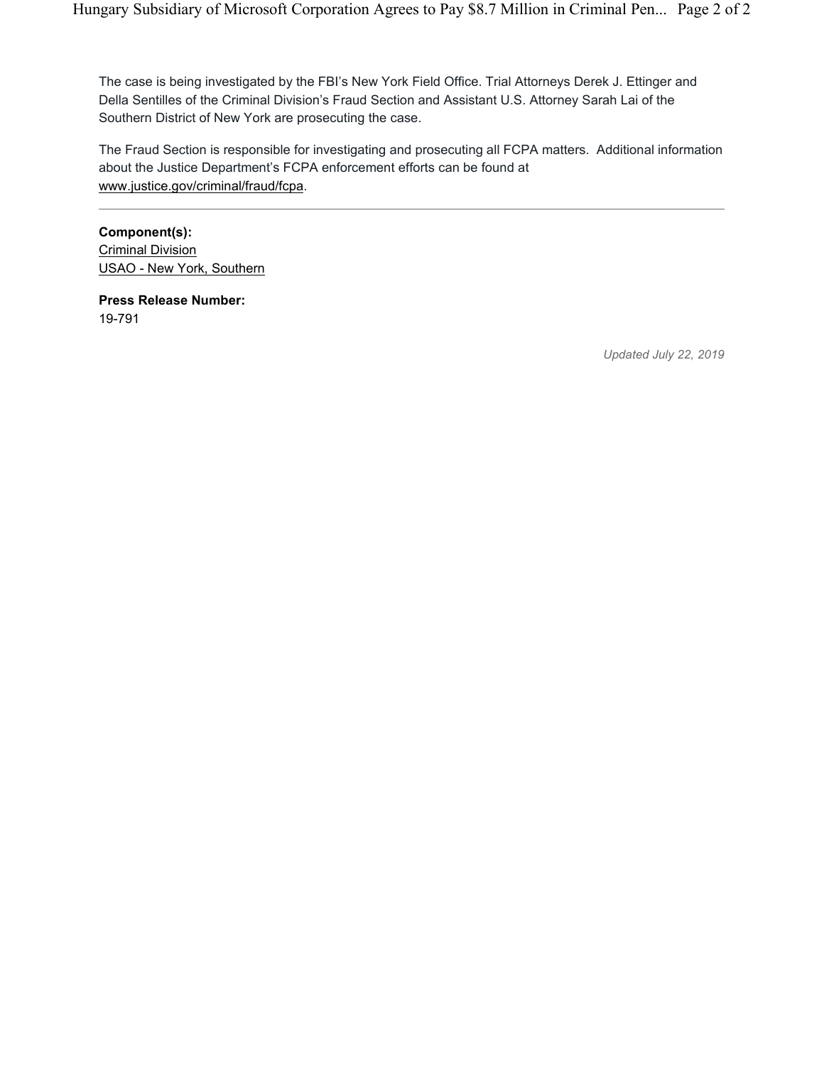The case is being investigated by the FBI's New York Field Office. Trial Attorneys Derek J. Ettinger and Della Sentilles of the Criminal Division's Fraud Section and Assistant U.S. Attorney Sarah Lai of the Southern District of New York are prosecuting the case.

The Fraud Section is responsible for investigating and prosecuting all FCPA matters. Additional information about the Justice Department's FCPA enforcement efforts can be found at www.justice.gov/criminal/fraud/fcpa.

---

**Component(s):**
Criminal Division
USAO - New York, Southern

**Press Release Number:**
19-791

*Updated July 22, 2019*